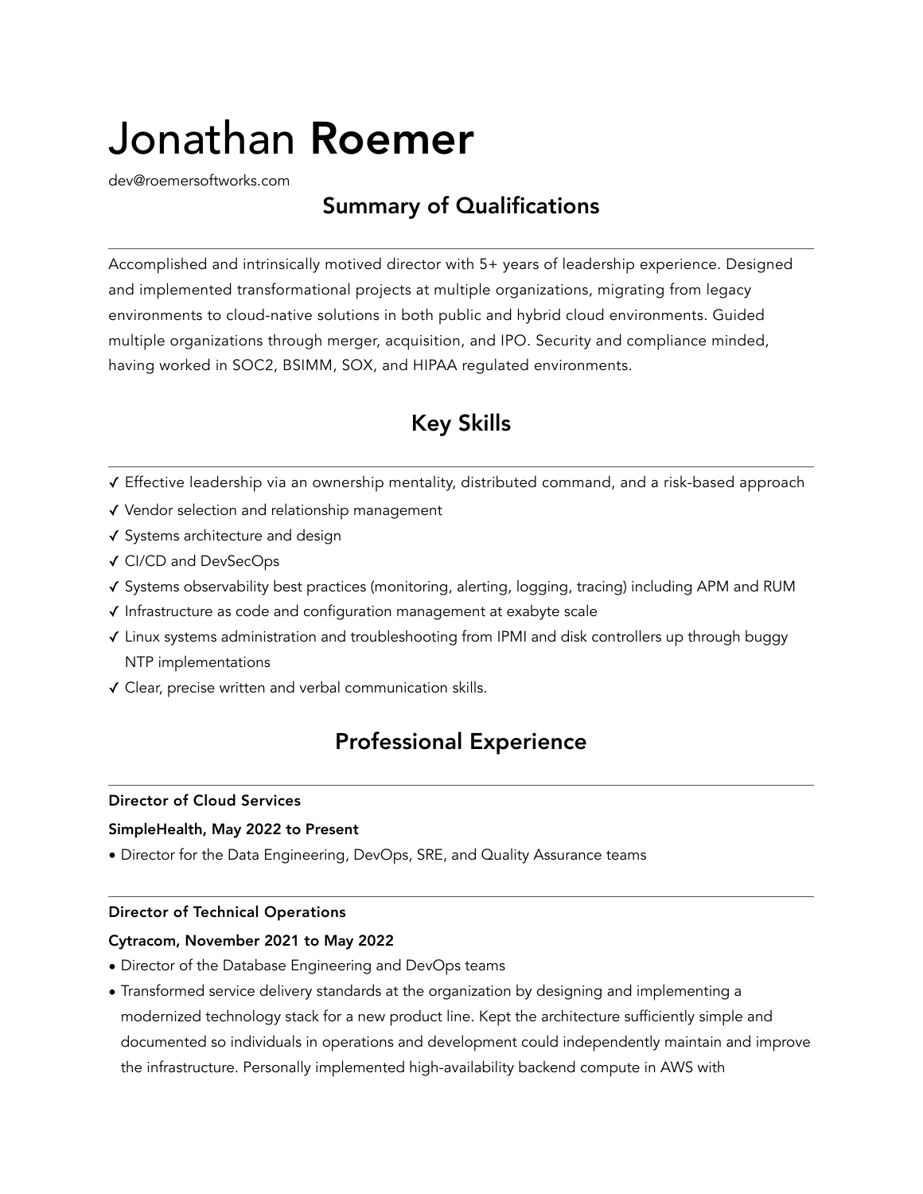# Jonathan **Roemer**

dev@roemersoftworks.com

## Summary of Qualifications

Accomplished and intrinsically motived director with 5+ years of leadership experience. Designed and implemented transformational projects at multiple organizations, migrating from legacy environments to cloud-native solutions in both public and hybrid cloud environments. Guided multiple organizations through merger, acquisition, and IPO. Security and compliance minded, having worked in SOC2, BSIMM, SOX, and HIPAA regulated environments.

## Key Skills

✓ Effective leadership via an ownership mentality, distributed command, and a risk-based approach
✓ Vendor selection and relationship management
✓ Systems architecture and design
✓ CI/CD and DevSecOps
✓ Systems observability best practices (monitoring, alerting, logging, tracing) including APM and RUM
✓ Infrastructure as code and configuration management at exabyte scale
✓ Linux systems administration and troubleshooting from IPMI and disk controllers up through buggy NTP implementations
✓ Clear, precise written and verbal communication skills.

## Professional Experience

**Director of Cloud Services**

**SimpleHealth, May 2022 to Present**

- Director for the Data Engineering, DevOps, SRE, and Quality Assurance teams

---

**Director of Technical Operations**

**Cytracom, November 2021 to May 2022**

- Director of the Database Engineering and DevOps teams
- Transformed service delivery standards at the organization by designing and implementing a modernized technology stack for a new product line. Kept the architecture sufficiently simple and documented so individuals in operations and development could independently maintain and improve the infrastructure. Personally implemented high-availability backend compute in AWS with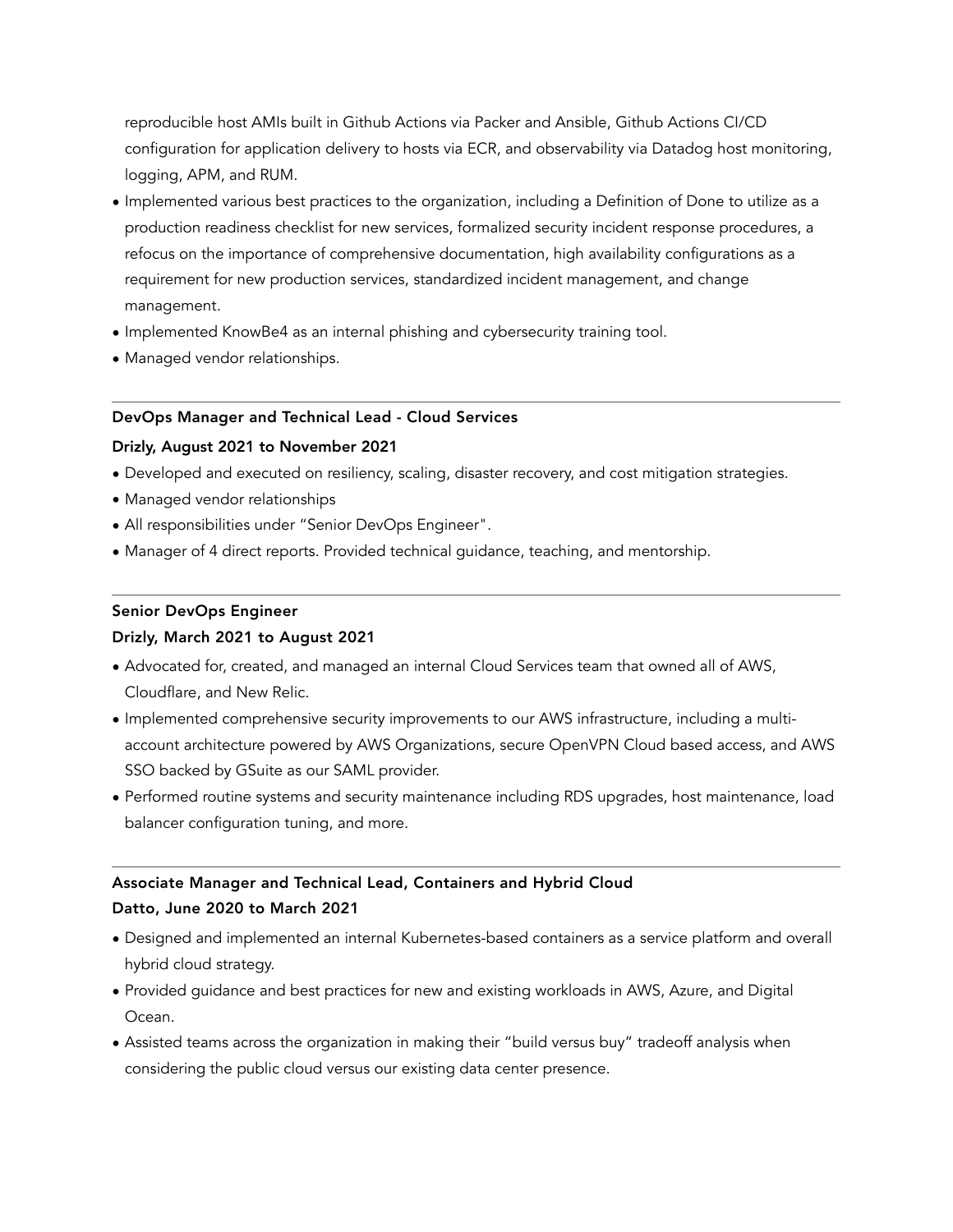reproducible host AMIs built in Github Actions via Packer and Ansible, Github Actions CI/CD configuration for application delivery to hosts via ECR, and observability via Datadog host monitoring, logging, APM, and RUM.

- Implemented various best practices to the organization, including a Definition of Done to utilize as a production readiness checklist for new services, formalized security incident response procedures, a refocus on the importance of comprehensive documentation, high availability configurations as a requirement for new production services, standardized incident management, and change management.
- Implemented KnowBe4 as an internal phishing and cybersecurity training tool.
- Managed vendor relationships.

---

**DevOps Manager and Technical Lead - Cloud Services**

**Drizly, August 2021 to November 2021**

- Developed and executed on resiliency, scaling, disaster recovery, and cost mitigation strategies.
- Managed vendor relationships
- All responsibilities under "Senior DevOps Engineer".
- Manager of 4 direct reports. Provided technical guidance, teaching, and mentorship.

---

**Senior DevOps Engineer**

**Drizly, March 2021 to August 2021**

- Advocated for, created, and managed an internal Cloud Services team that owned all of AWS, Cloudflare, and New Relic.
- Implemented comprehensive security improvements to our AWS infrastructure, including a multi-account architecture powered by AWS Organizations, secure OpenVPN Cloud based access, and AWS SSO backed by GSuite as our SAML provider.
- Performed routine systems and security maintenance including RDS upgrades, host maintenance, load balancer configuration tuning, and more.

---

**Associate Manager and Technical Lead, Containers and Hybrid Cloud**

**Datto, June 2020 to March 2021**

- Designed and implemented an internal Kubernetes-based containers as a service platform and overall hybrid cloud strategy.
- Provided guidance and best practices for new and existing workloads in AWS, Azure, and Digital Ocean.
- Assisted teams across the organization in making their "build versus buy" tradeoff analysis when considering the public cloud versus our existing data center presence.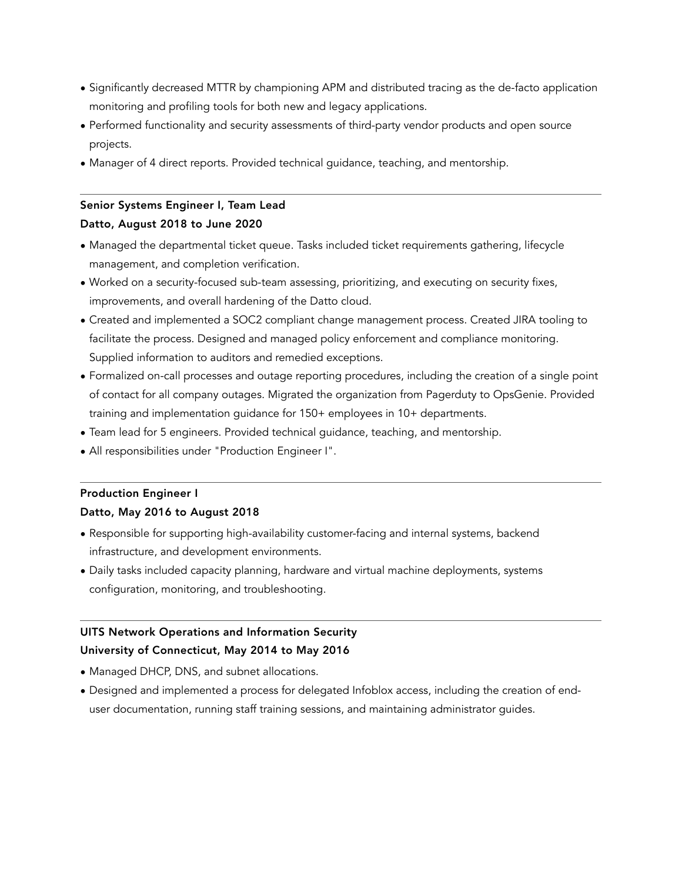- Significantly decreased MTTR by championing APM and distributed tracing as the de-facto application monitoring and profiling tools for both new and legacy applications.
- Performed functionality and security assessments of third-party vendor products and open source projects.
- Manager of 4 direct reports. Provided technical guidance, teaching, and mentorship.

---

**Senior Systems Engineer I, Team Lead**
**Datto, August 2018 to June 2020**

- Managed the departmental ticket queue. Tasks included ticket requirements gathering, lifecycle management, and completion verification.
- Worked on a security-focused sub-team assessing, prioritizing, and executing on security fixes, improvements, and overall hardening of the Datto cloud.
- Created and implemented a SOC2 compliant change management process. Created JIRA tooling to facilitate the process. Designed and managed policy enforcement and compliance monitoring. Supplied information to auditors and remedied exceptions.
- Formalized on-call processes and outage reporting procedures, including the creation of a single point of contact for all company outages. Migrated the organization from Pagerduty to OpsGenie. Provided training and implementation guidance for 150+ employees in 10+ departments.
- Team lead for 5 engineers. Provided technical guidance, teaching, and mentorship.
- All responsibilities under "Production Engineer I".

---

**Production Engineer I**
**Datto, May 2016 to August 2018**

- Responsible for supporting high-availability customer-facing and internal systems, backend infrastructure, and development environments.
- Daily tasks included capacity planning, hardware and virtual machine deployments, systems configuration, monitoring, and troubleshooting.

---

**UITS Network Operations and Information Security**
**University of Connecticut, May 2014 to May 2016**

- Managed DHCP, DNS, and subnet allocations.
- Designed and implemented a process for delegated Infoblox access, including the creation of end-user documentation, running staff training sessions, and maintaining administrator guides.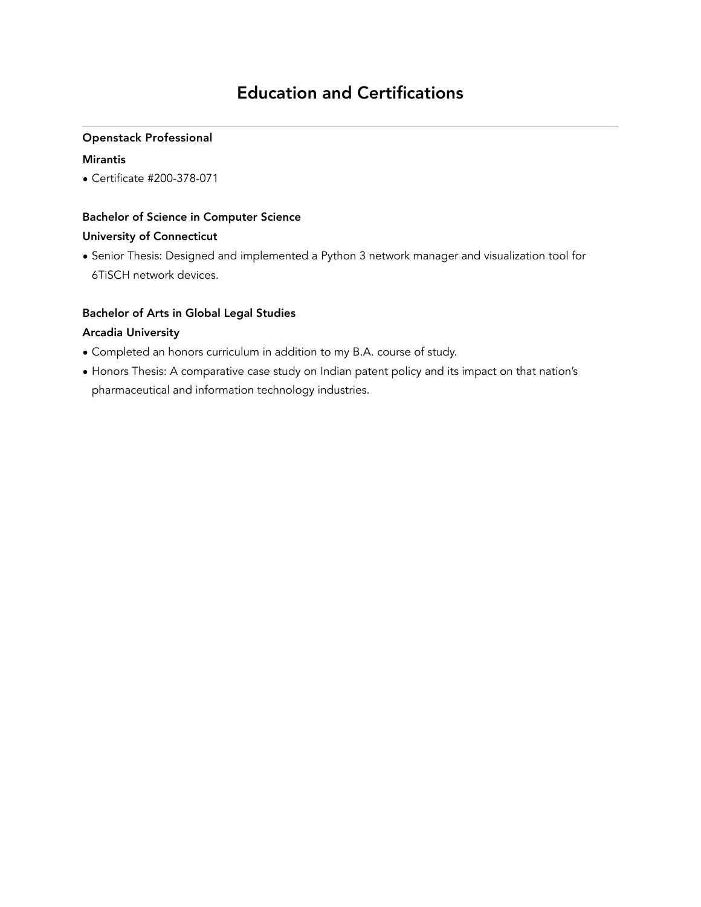# Education and Certifications

---

**Openstack Professional**

**Mirantis**

- Certificate #200-378-071

**Bachelor of Science in Computer Science**

**University of Connecticut**

- Senior Thesis: Designed and implemented a Python 3 network manager and visualization tool for 6TiSCH network devices.

**Bachelor of Arts in Global Legal Studies**

**Arcadia University**

- Completed an honors curriculum in addition to my B.A. course of study.
- Honors Thesis: A comparative case study on Indian patent policy and its impact on that nation's pharmaceutical and information technology industries.